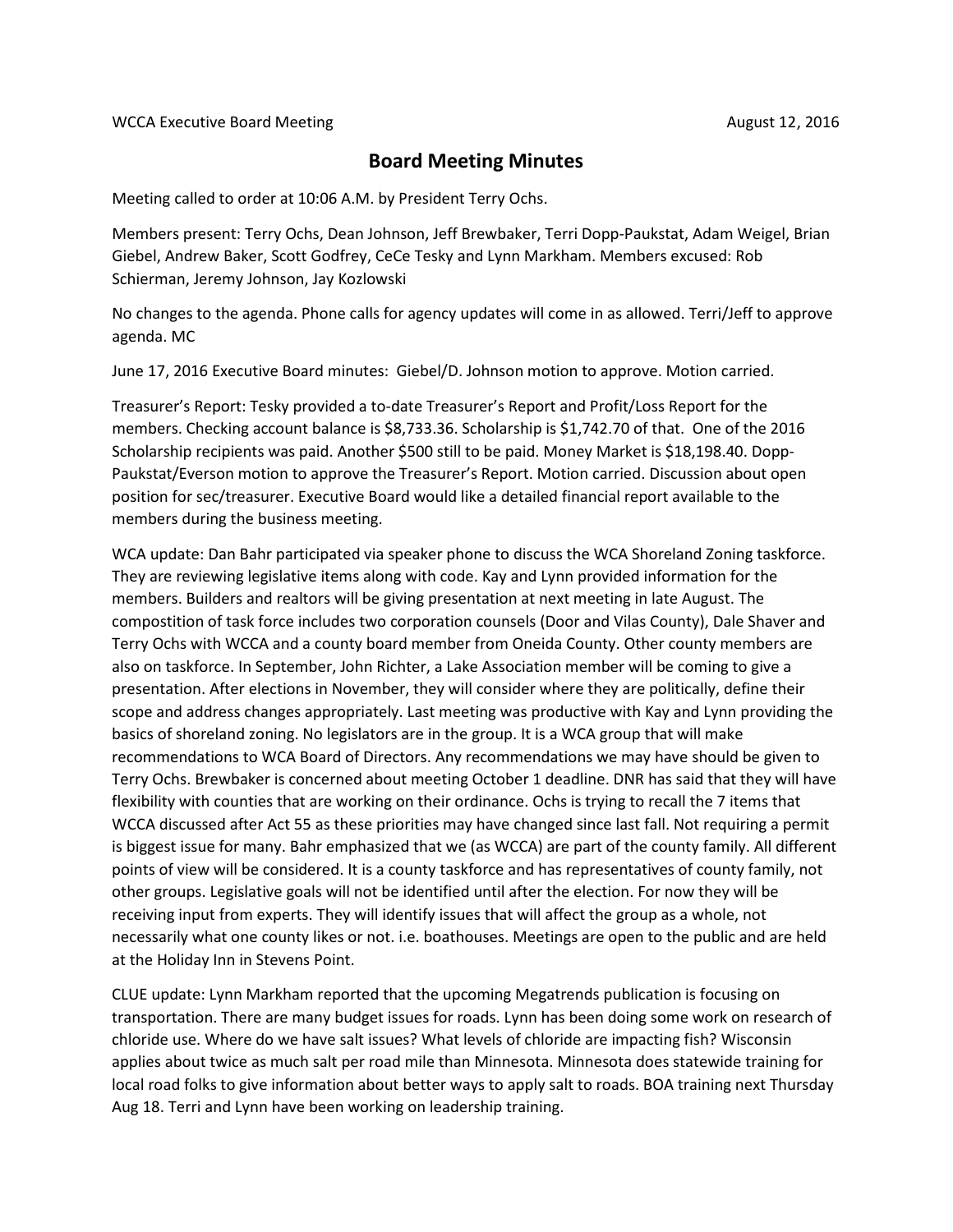WCCA Executive Board Meeting August 12, 2016

# Board Meeting Minutes

Meeting called to order at 10:06 A.M. by President Terry Ochs.

Members present: Terry Ochs, Dean Johnson, Jeff Brewbaker, Terri Dopp-Paukstat, Adam Weigel, Brian Giebel, Andrew Baker, Scott Godfrey, CeCe Tesky and Lynn Markham. Members excused: Rob Schierman, Jeremy Johnson, Jay Kozlowski

No changes to the agenda. Phone calls for agency updates will come in as allowed. Terri/Jeff to approve agenda. MC

June 17, 2016 Executive Board minutes: Giebel/D. Johnson motion to approve. Motion carried.

Treasurer's Report: Tesky provided a to-date Treasurer's Report and Profit/Loss Report for the members. Checking account balance is $8,733.36. Scholarship is $1,742.70 of that. One of the 2016 Scholarship recipients was paid. Another $500 still to be paid. Money Market is $18,198.40. Dopp-Paukstat/Everson motion to approve the Treasurer's Report. Motion carried. Discussion about open position for sec/treasurer. Executive Board would like a detailed financial report available to the members during the business meeting.

WCA update: Dan Bahr participated via speaker phone to discuss the WCA Shoreland Zoning taskforce. They are reviewing legislative items along with code. Kay and Lynn provided information for the members. Builders and realtors will be giving presentation at next meeting in late August. The compostition of task force includes two corporation counsels (Door and Vilas County), Dale Shaver and Terry Ochs with WCCA and a county board member from Oneida County. Other county members are also on taskforce. In September, John Richter, a Lake Association member will be coming to give a presentation. After elections in November, they will consider where they are politically, define their scope and address changes appropriately. Last meeting was productive with Kay and Lynn providing the basics of shoreland zoning. No legislators are in the group. It is a WCA group that will make recommendations to WCA Board of Directors. Any recommendations we may have should be given to Terry Ochs. Brewbaker is concerned about meeting October 1 deadline. DNR has said that they will have flexibility with counties that are working on their ordinance. Ochs is trying to recall the 7 items that WCCA discussed after Act 55 as these priorities may have changed since last fall. Not requiring a permit is biggest issue for many. Bahr emphasized that we (as WCCA) are part of the county family. All different points of view will be considered. It is a county taskforce and has representatives of county family, not other groups. Legislative goals will not be identified until after the election. For now they will be receiving input from experts. They will identify issues that will affect the group as a whole, not necessarily what one county likes or not. i.e. boathouses. Meetings are open to the public and are held at the Holiday Inn in Stevens Point.

CLUE update: Lynn Markham reported that the upcoming Megatrends publication is focusing on transportation. There are many budget issues for roads. Lynn has been doing some work on research of chloride use. Where do we have salt issues? What levels of chloride are impacting fish? Wisconsin applies about twice as much salt per road mile than Minnesota. Minnesota does statewide training for local road folks to give information about better ways to apply salt to roads. BOA training next Thursday Aug 18. Terri and Lynn have been working on leadership training.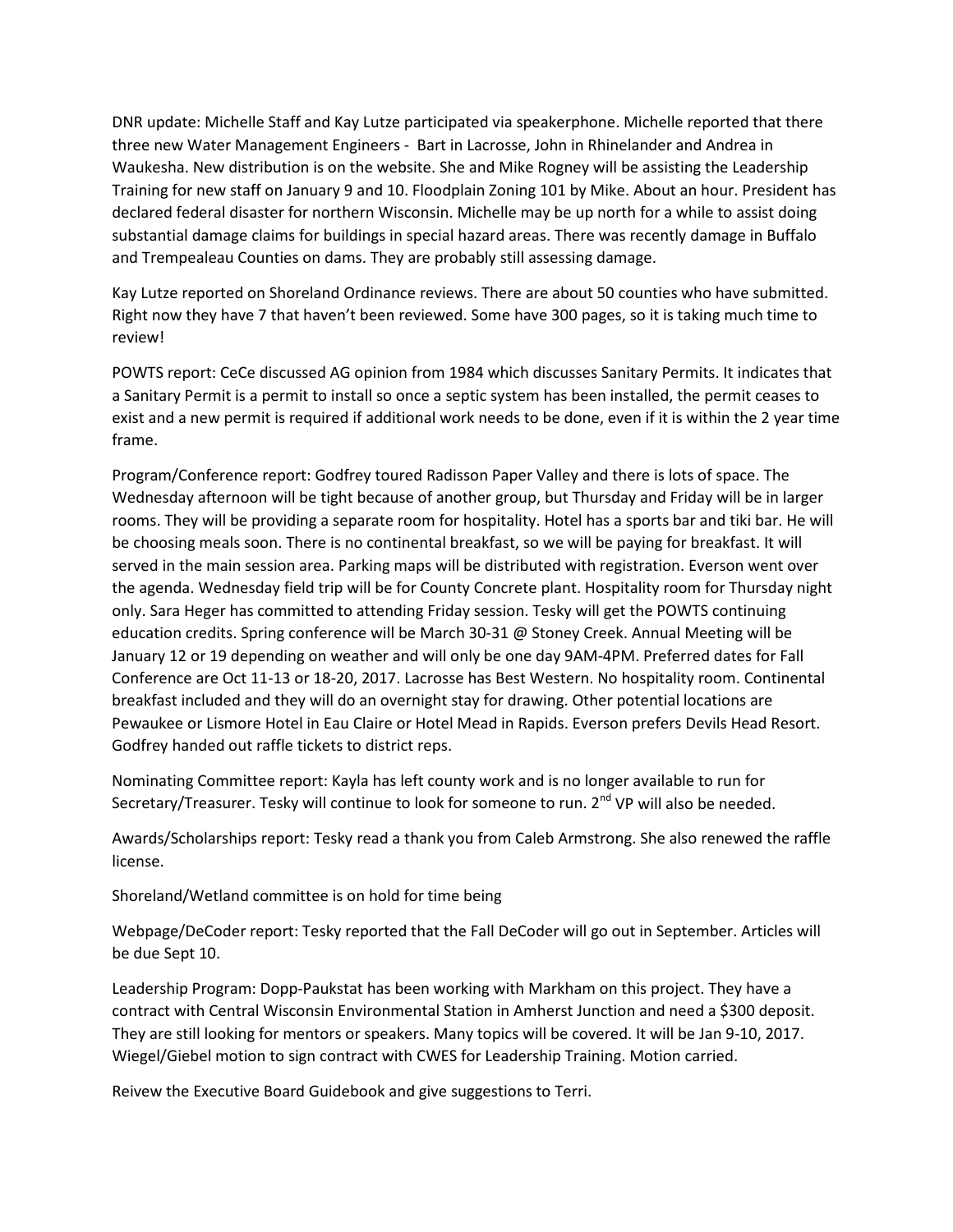DNR update: Michelle Staff and Kay Lutze participated via speakerphone. Michelle reported that there three new Water Management Engineers - Bart in Lacrosse, John in Rhinelander and Andrea in Waukesha. New distribution is on the website. She and Mike Rogney will be assisting the Leadership Training for new staff on January 9 and 10. Floodplain Zoning 101 by Mike. About an hour. President has declared federal disaster for northern Wisconsin. Michelle may be up north for a while to assist doing substantial damage claims for buildings in special hazard areas. There was recently damage in Buffalo and Trempealeau Counties on dams. They are probably still assessing damage.

Kay Lutze reported on Shoreland Ordinance reviews. There are about 50 counties who have submitted. Right now they have 7 that haven't been reviewed. Some have 300 pages, so it is taking much time to review!

POWTS report: CeCe discussed AG opinion from 1984 which discusses Sanitary Permits. It indicates that a Sanitary Permit is a permit to install so once a septic system has been installed, the permit ceases to exist and a new permit is required if additional work needs to be done, even if it is within the 2 year time frame.

Program/Conference report: Godfrey toured Radisson Paper Valley and there is lots of space. The Wednesday afternoon will be tight because of another group, but Thursday and Friday will be in larger rooms. They will be providing a separate room for hospitality. Hotel has a sports bar and tiki bar. He will be choosing meals soon. There is no continental breakfast, so we will be paying for breakfast. It will served in the main session area. Parking maps will be distributed with registration. Everson went over the agenda. Wednesday field trip will be for County Concrete plant. Hospitality room for Thursday night only. Sara Heger has committed to attending Friday session. Tesky will get the POWTS continuing education credits. Spring conference will be March 30-31 @ Stoney Creek. Annual Meeting will be January 12 or 19 depending on weather and will only be one day 9AM-4PM. Preferred dates for Fall Conference are Oct 11-13 or 18-20, 2017. Lacrosse has Best Western. No hospitality room. Continental breakfast included and they will do an overnight stay for drawing. Other potential locations are Pewaukee or Lismore Hotel in Eau Claire or Hotel Mead in Rapids. Everson prefers Devils Head Resort. Godfrey handed out raffle tickets to district reps.

Nominating Committee report: Kayla has left county work and is no longer available to run for Secretary/Treasurer. Tesky will continue to look for someone to run. 2nd VP will also be needed.

Awards/Scholarships report: Tesky read a thank you from Caleb Armstrong. She also renewed the raffle license.

Shoreland/Wetland committee is on hold for time being

Webpage/DeCoder report: Tesky reported that the Fall DeCoder will go out in September. Articles will be due Sept 10.

Leadership Program: Dopp-Paukstat has been working with Markham on this project. They have a contract with Central Wisconsin Environmental Station in Amherst Junction and need a $300 deposit. They are still looking for mentors or speakers. Many topics will be covered. It will be Jan 9-10, 2017. Wiegel/Giebel motion to sign contract with CWES for Leadership Training. Motion carried.

Reivew the Executive Board Guidebook and give suggestions to Terri.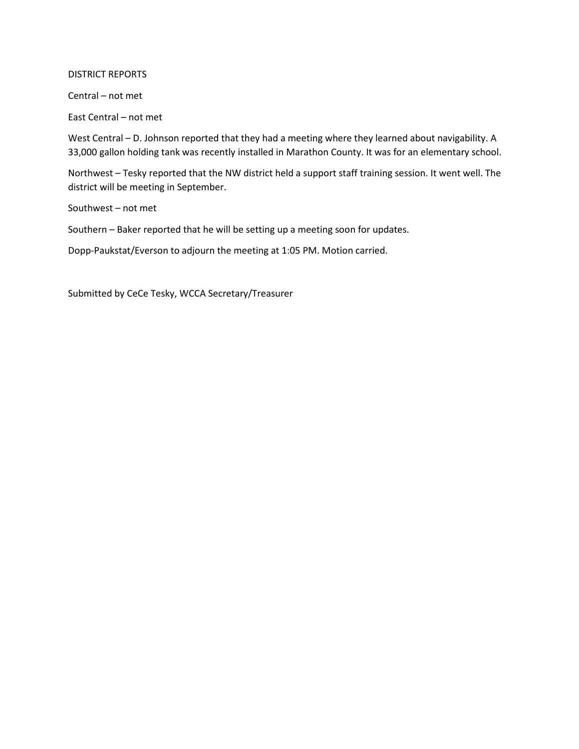DISTRICT REPORTS

Central – not met

East Central – not met

West Central – D. Johnson reported that they had a meeting where they learned about navigability. A 33,000 gallon holding tank was recently installed in Marathon County. It was for an elementary school.

Northwest – Tesky reported that the NW district held a support staff training session. It went well. The district will be meeting in September.

Southwest – not met

Southern – Baker reported that he will be setting up a meeting soon for updates.

Dopp-Paukstat/Everson to adjourn the meeting at 1:05 PM. Motion carried.

Submitted by CeCe Tesky, WCCA Secretary/Treasurer